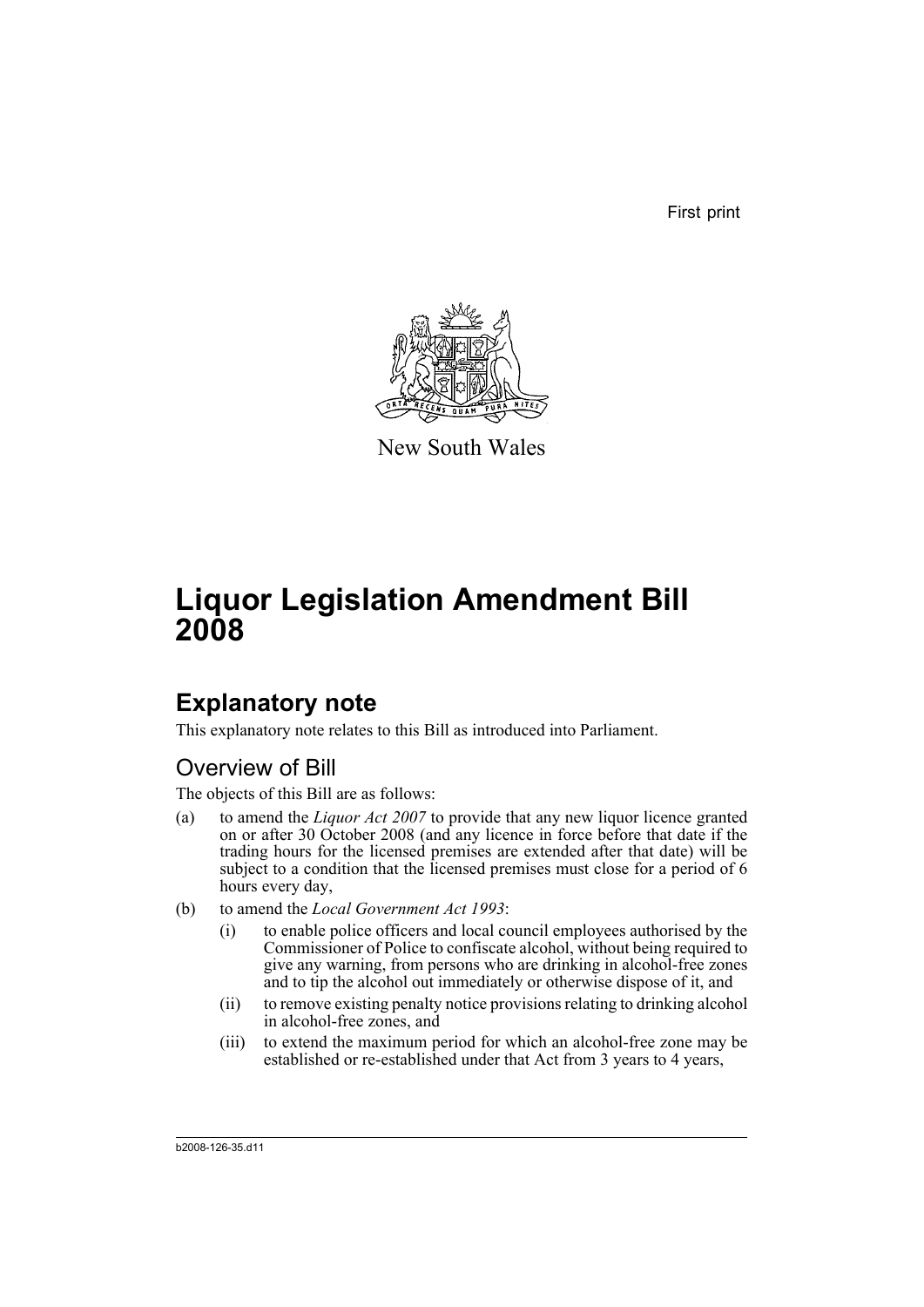First print

New South Wales

# Liquor Legislation Amendment Bill 2008

## Explanatory note

This explanatory note relates to this Bill as introduced into Parliament.

### Overview of Bill

The objects of this Bill are as follows:

(a) to amend the *Liquor Act 2007* to provide that any new liquor licence granted on or after 30 October 2008 (and any licence in force before that date if the trading hours for the licensed premises are extended after that date) will be subject to a condition that the licensed premises must close for a period of 6 hours every day,

(b) to amend the *Local Government Act 1993*:

   (i) to enable police officers and local council employees authorised by the Commissioner of Police to confiscate alcohol, without being required to give any warning, from persons who are drinking in alcohol-free zones and to tip the alcohol out immediately or otherwise dispose of it, and

   (ii) to remove existing penalty notice provisions relating to drinking alcohol in alcohol-free zones, and

   (iii) to extend the maximum period for which an alcohol-free zone may be established or re-established under that Act from 3 years to 4 years,

b2008-126-35.d11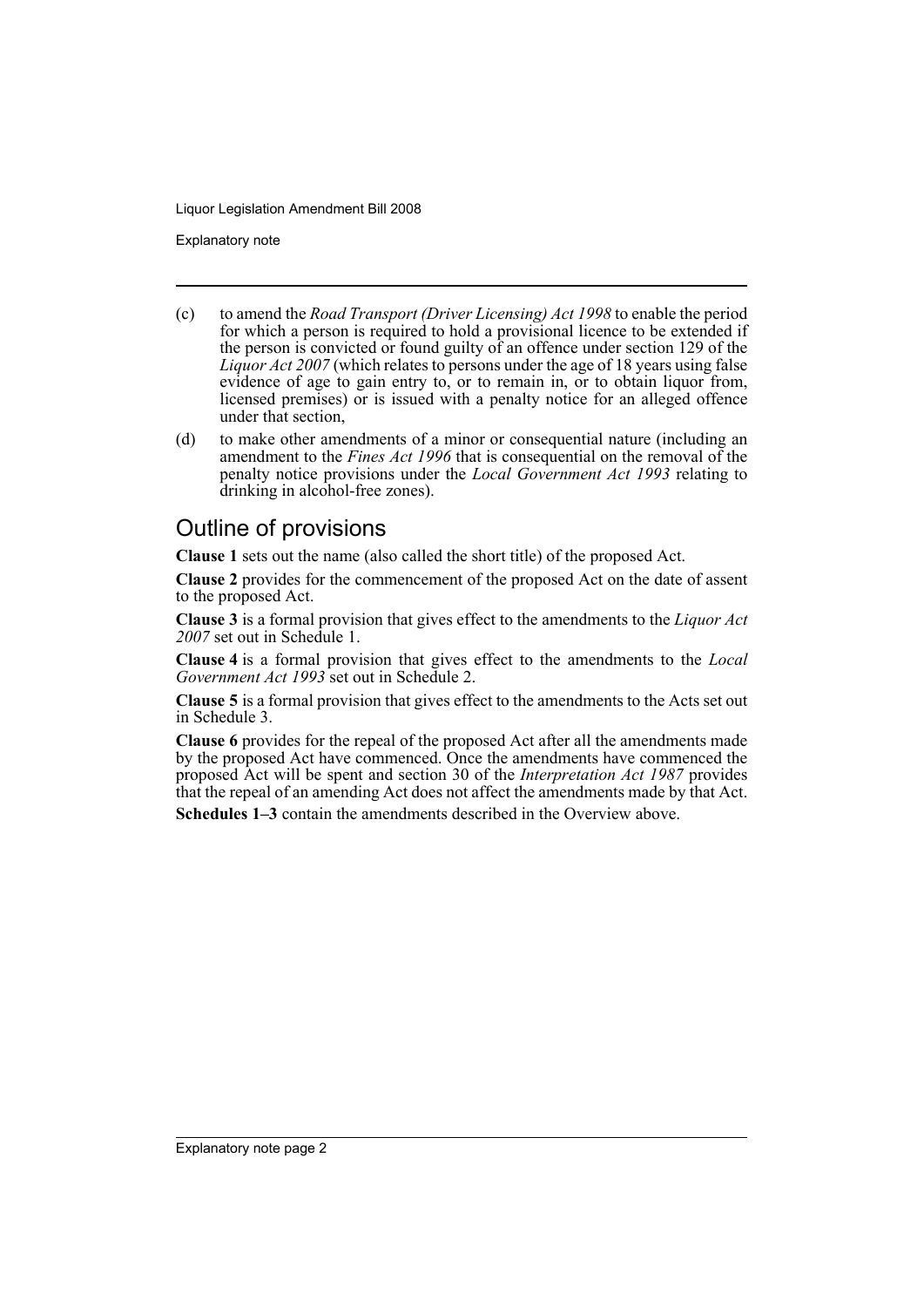(c) to amend the *Road Transport (Driver Licensing) Act 1998* to enable the period for which a person is required to hold a provisional licence to be extended if the person is convicted or found guilty of an offence under section 129 of the *Liquor Act 2007* (which relates to persons under the age of 18 years using false evidence of age to gain entry to, or to remain in, or to obtain liquor from, licensed premises) or is issued with a penalty notice for an alleged offence under that section,

(d) to make other amendments of a minor or consequential nature (including an amendment to the *Fines Act 1996* that is consequential on the removal of the penalty notice provisions under the *Local Government Act 1993* relating to drinking in alcohol-free zones).

## Outline of provisions

**Clause 1** sets out the name (also called the short title) of the proposed Act.

**Clause 2** provides for the commencement of the proposed Act on the date of assent to the proposed Act.

**Clause 3** is a formal provision that gives effect to the amendments to the *Liquor Act 2007* set out in Schedule 1.

**Clause 4** is a formal provision that gives effect to the amendments to the *Local Government Act 1993* set out in Schedule 2.

**Clause 5** is a formal provision that gives effect to the amendments to the Acts set out in Schedule 3.

**Clause 6** provides for the repeal of the proposed Act after all the amendments made by the proposed Act have commenced. Once the amendments have commenced the proposed Act will be spent and section 30 of the *Interpretation Act 1987* provides that the repeal of an amending Act does not affect the amendments made by that Act.

**Schedules 1–3** contain the amendments described in the Overview above.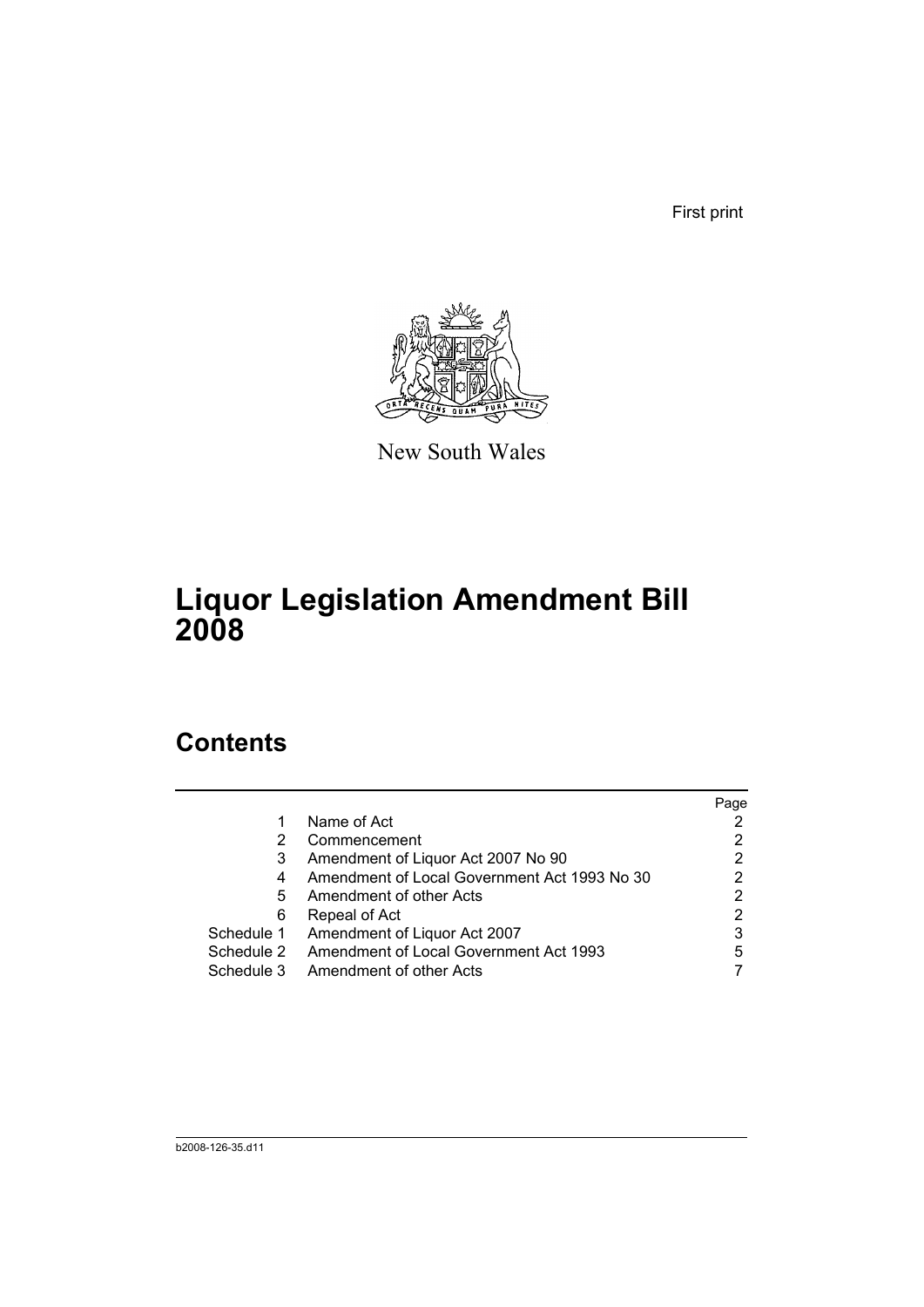First print

New South Wales

# Liquor Legislation Amendment Bill 2008

## Contents

|  |  | Page |
|---|---|---|
| 1 | Name of Act | 2 |
| 2 | Commencement | 2 |
| 3 | Amendment of Liquor Act 2007 No 90 | 2 |
| 4 | Amendment of Local Government Act 1993 No 30 | 2 |
| 5 | Amendment of other Acts | 2 |
| 6 | Repeal of Act | 2 |
| Schedule 1 | Amendment of Liquor Act 2007 | 3 |
| Schedule 2 | Amendment of Local Government Act 1993 | 5 |
| Schedule 3 | Amendment of other Acts | 7 |

b2008-126-35.d11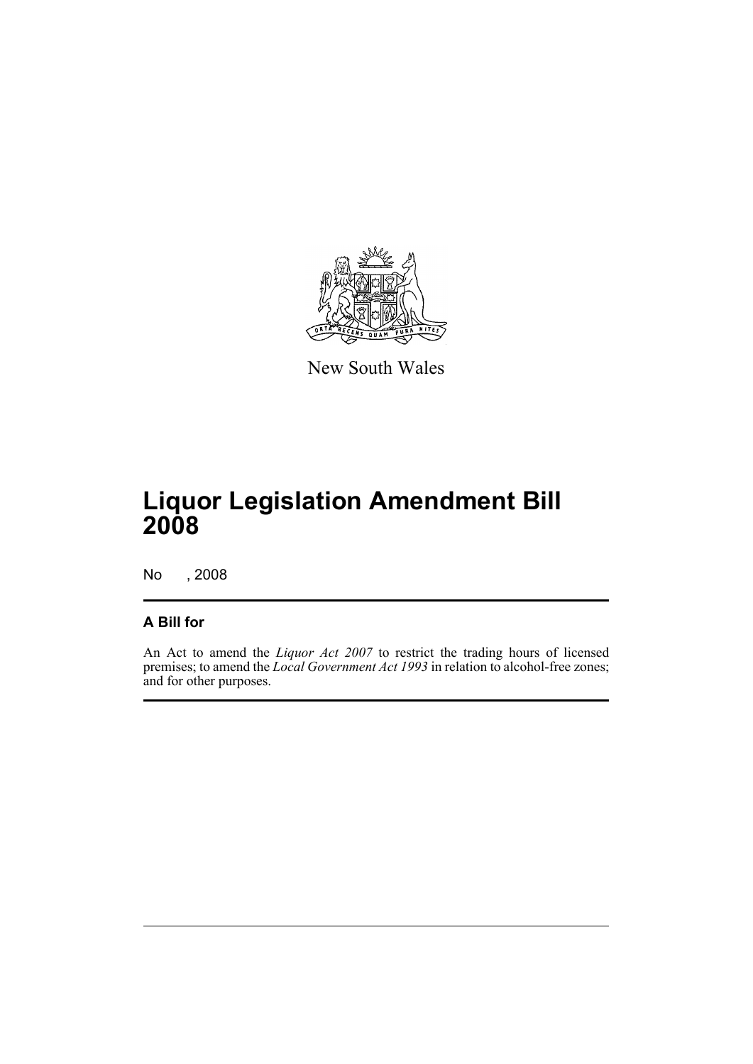New South Wales

# Liquor Legislation Amendment Bill 2008

No , 2008

## A Bill for

An Act to amend the *Liquor Act 2007* to restrict the trading hours of licensed premises; to amend the *Local Government Act 1993* in relation to alcohol-free zones; and for other purposes.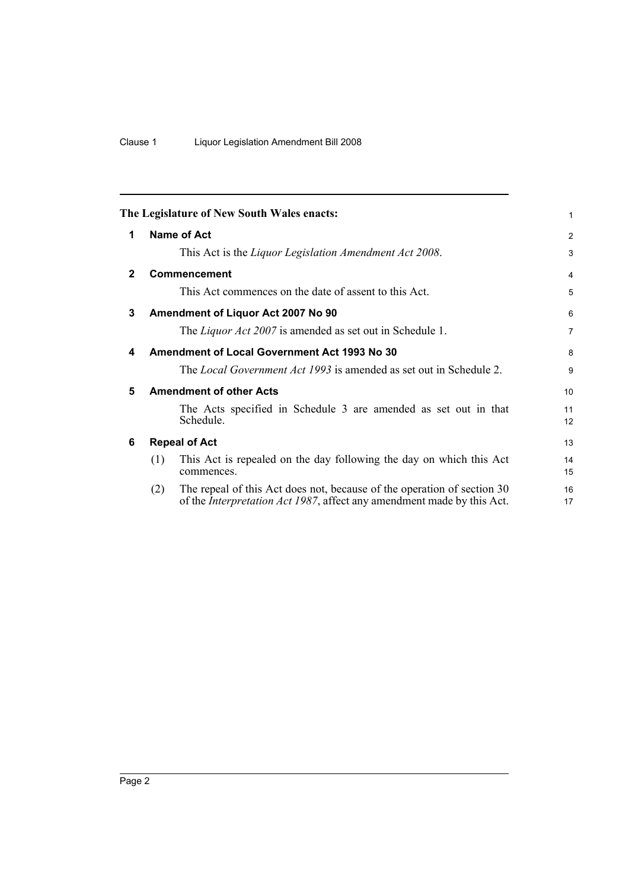**The Legislature of New South Wales enacts:**

## 1 Name of Act

This Act is the *Liquor Legislation Amendment Act 2008*.

## 2 Commencement

This Act commences on the date of assent to this Act.

## 3 Amendment of Liquor Act 2007 No 90

The *Liquor Act 2007* is amended as set out in Schedule 1.

## 4 Amendment of Local Government Act 1993 No 30

The *Local Government Act 1993* is amended as set out in Schedule 2.

## 5 Amendment of other Acts

The Acts specified in Schedule 3 are amended as set out in that Schedule.

## 6 Repeal of Act

(1) This Act is repealed on the day following the day on which this Act commences.

(2) The repeal of this Act does not, because of the operation of section 30 of the *Interpretation Act 1987*, affect any amendment made by this Act.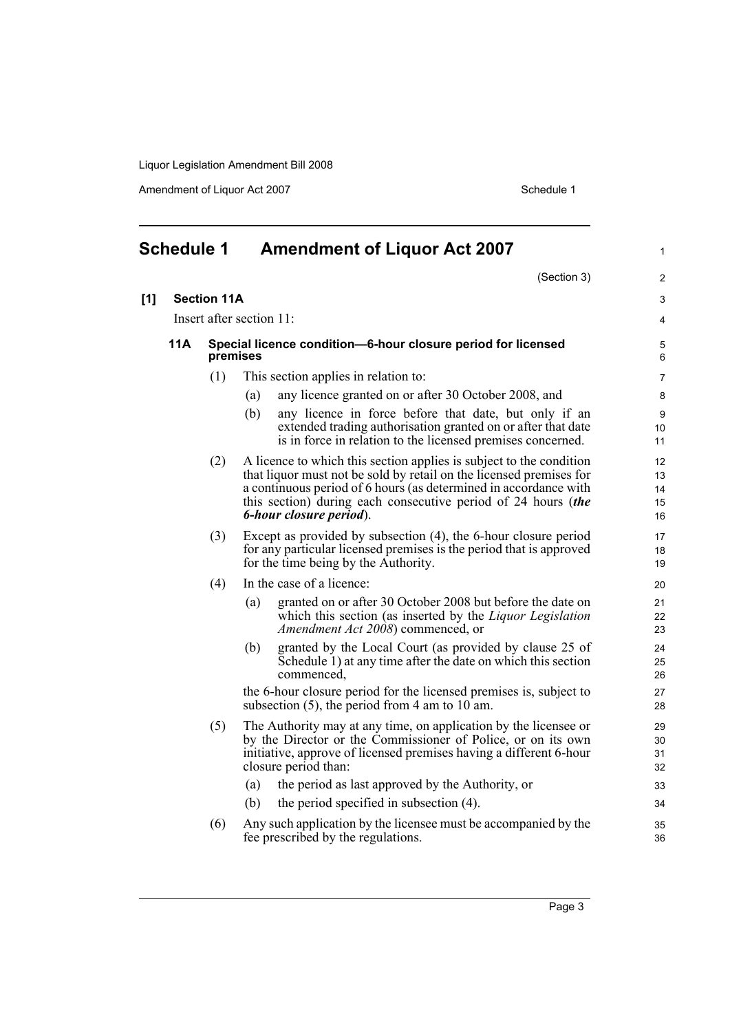## Schedule 1 Amendment of Liquor Act 2007

(Section 3)

**[1] Section 11A**

Insert after section 11:

**11A Special licence condition—6-hour closure period for licensed premises**

(1) This section applies in relation to:

(a) any licence granted on or after 30 October 2008, and

(b) any licence in force before that date, but only if an extended trading authorisation granted on or after that date is in force in relation to the licensed premises concerned.

(2) A licence to which this section applies is subject to the condition that liquor must not be sold by retail on the licensed premises for a continuous period of 6 hours (as determined in accordance with this section) during each consecutive period of 24 hours (***the 6-hour closure period***).

(3) Except as provided by subsection (4), the 6-hour closure period for any particular licensed premises is the period that is approved for the time being by the Authority.

(4) In the case of a licence:

(a) granted on or after 30 October 2008 but before the date on which this section (as inserted by the *Liquor Legislation Amendment Act 2008*) commenced, or

(b) granted by the Local Court (as provided by clause 25 of Schedule 1) at any time after the date on which this section commenced,

the 6-hour closure period for the licensed premises is, subject to subsection (5), the period from 4 am to 10 am.

(5) The Authority may at any time, on application by the licensee or by the Director or the Commissioner of Police, or on its own initiative, approve of licensed premises having a different 6-hour closure period than:

(a) the period as last approved by the Authority, or

(b) the period specified in subsection (4).

(6) Any such application by the licensee must be accompanied by the fee prescribed by the regulations.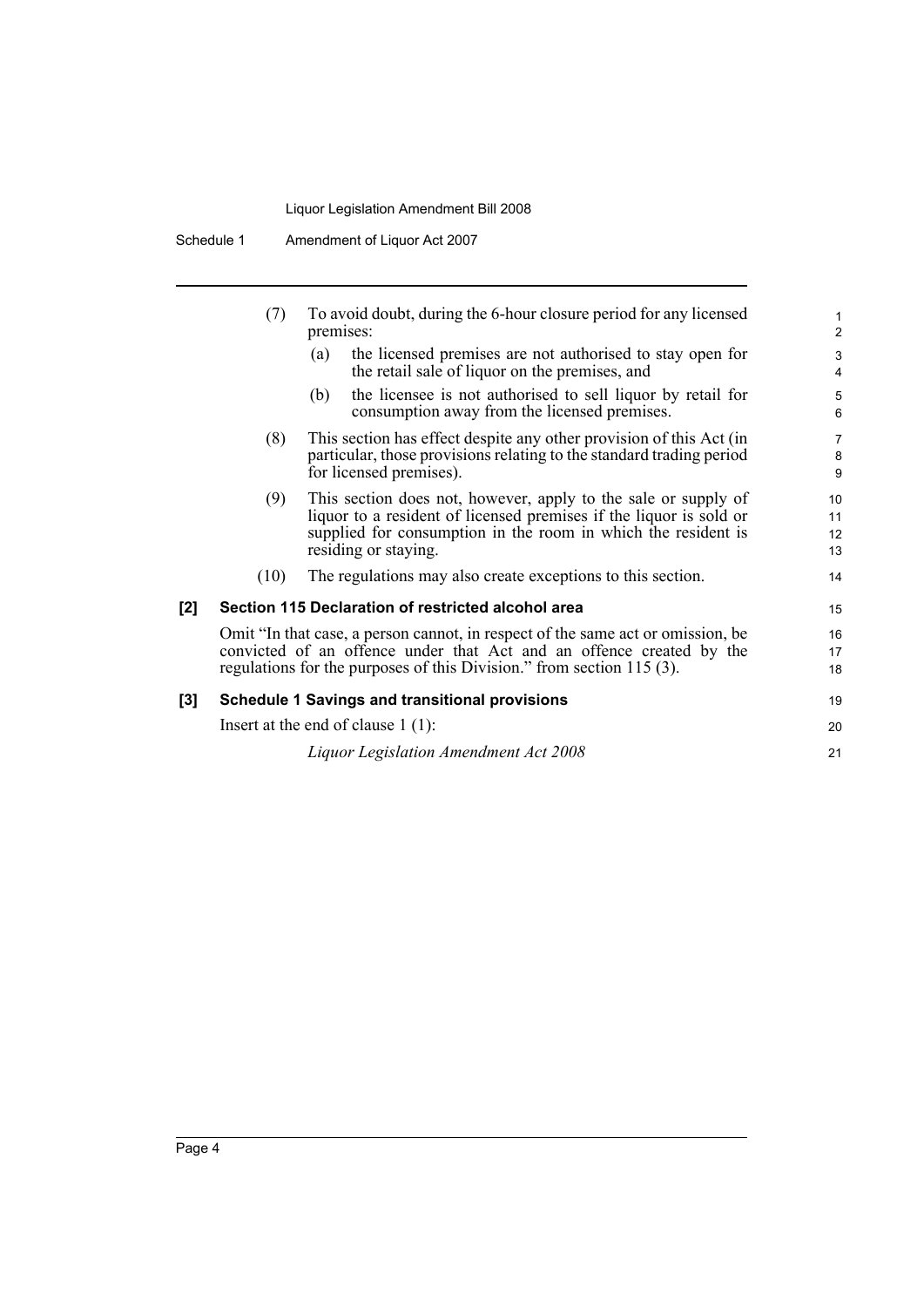(7) To avoid doubt, during the 6-hour closure period for any licensed premises:

(a) the licensed premises are not authorised to stay open for the retail sale of liquor on the premises, and

(b) the licensee is not authorised to sell liquor by retail for consumption away from the licensed premises.

(8) This section has effect despite any other provision of this Act (in particular, those provisions relating to the standard trading period for licensed premises).

(9) This section does not, however, apply to the sale or supply of liquor to a resident of licensed premises if the liquor is sold or supplied for consumption in the room in which the resident is residing or staying.

(10) The regulations may also create exceptions to this section.

**[2] Section 115 Declaration of restricted alcohol area**

Omit "In that case, a person cannot, in respect of the same act or omission, be convicted of an offence under that Act and an offence created by the regulations for the purposes of this Division." from section 115 (3).

**[3] Schedule 1 Savings and transitional provisions**

Insert at the end of clause 1 (1):

*Liquor Legislation Amendment Act 2008*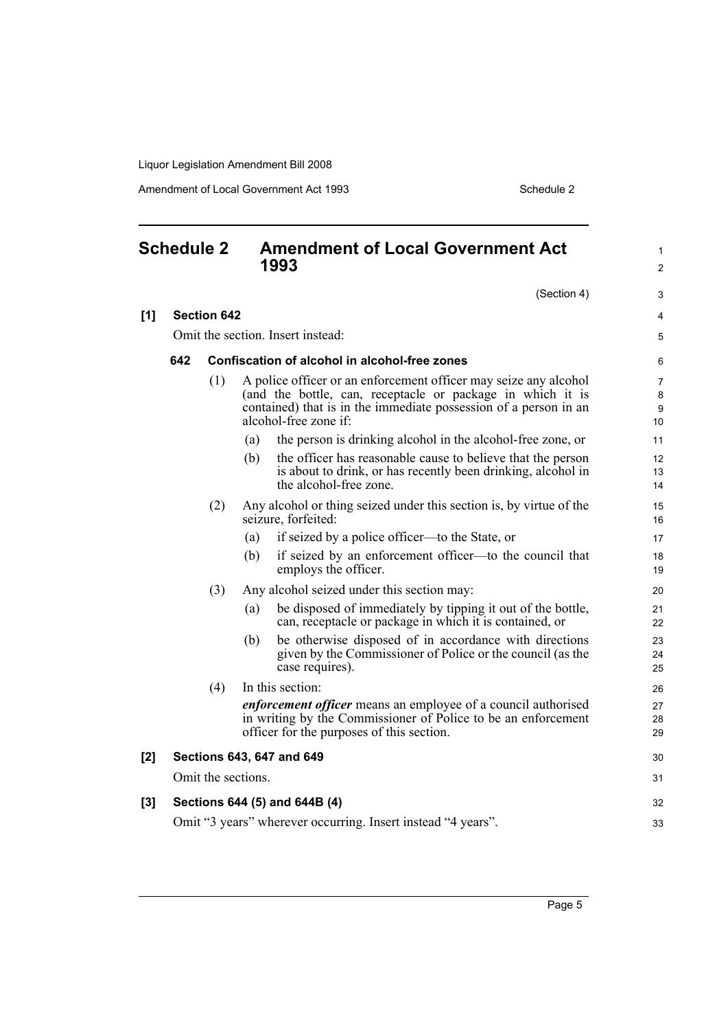## Schedule 2 Amendment of Local Government Act 1993

(Section 4)

**[1] Section 642**

Omit the section. Insert instead:

**642 Confiscation of alcohol in alcohol-free zones**

(1) A police officer or an enforcement officer may seize any alcohol (and the bottle, can, receptacle or package in which it is contained) that is in the immediate possession of a person in an alcohol-free zone if:

(a) the person is drinking alcohol in the alcohol-free zone, or

(b) the officer has reasonable cause to believe that the person is about to drink, or has recently been drinking, alcohol in the alcohol-free zone.

(2) Any alcohol or thing seized under this section is, by virtue of the seizure, forfeited:

(a) if seized by a police officer—to the State, or

(b) if seized by an enforcement officer—to the council that employs the officer.

(3) Any alcohol seized under this section may:

(a) be disposed of immediately by tipping it out of the bottle, can, receptacle or package in which it is contained, or

(b) be otherwise disposed of in accordance with directions given by the Commissioner of Police or the council (as the case requires).

(4) In this section:

***enforcement officer*** means an employee of a council authorised in writing by the Commissioner of Police to be an enforcement officer for the purposes of this section.

**[2] Sections 643, 647 and 649**

Omit the sections.

**[3] Sections 644 (5) and 644B (4)**

Omit "3 years" wherever occurring. Insert instead "4 years".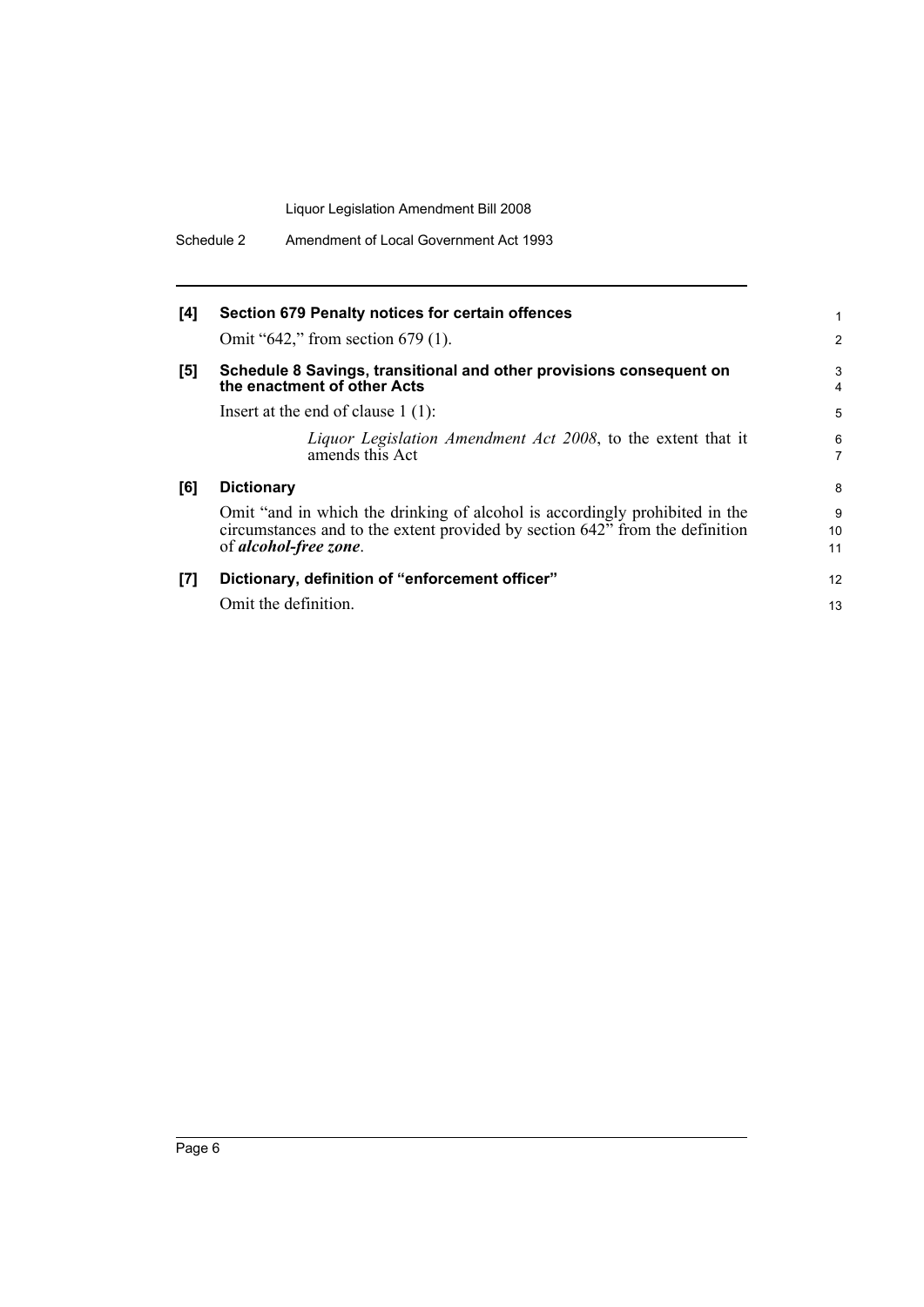**[4] Section 679 Penalty notices for certain offences**

Omit "642," from section 679 (1).

**[5] Schedule 8 Savings, transitional and other provisions consequent on the enactment of other Acts**

Insert at the end of clause 1 (1):

> *Liquor Legislation Amendment Act 2008*, to the extent that it amends this Act

**[6] Dictionary**

Omit "and in which the drinking of alcohol is accordingly prohibited in the circumstances and to the extent provided by section 642" from the definition of ***alcohol-free zone***.

**[7] Dictionary, definition of "enforcement officer"**

Omit the definition.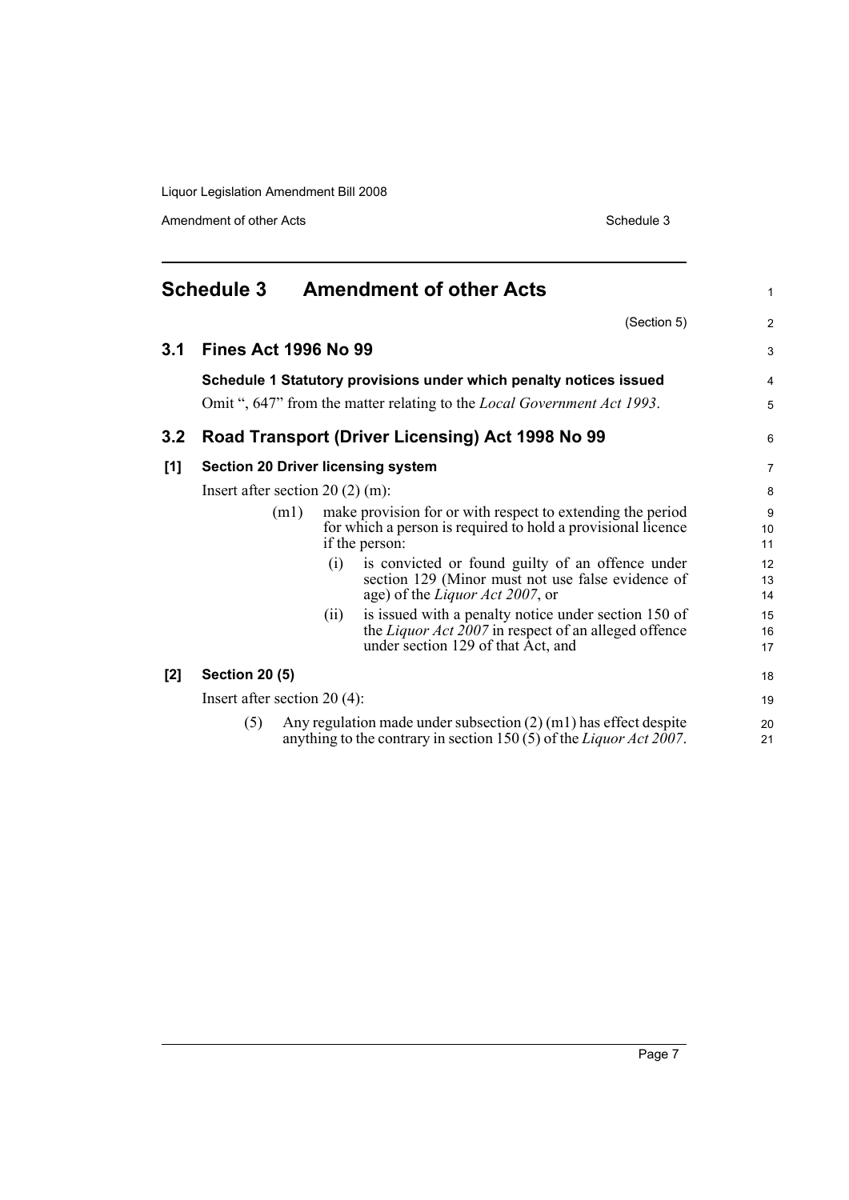# Schedule 3 Amendment of other Acts

(Section 5)

## 3.1 Fines Act 1996 No 99

### Schedule 1 Statutory provisions under which penalty notices issued

Omit ", 647" from the matter relating to the *Local Government Act 1993*.

## 3.2 Road Transport (Driver Licensing) Act 1998 No 99

### [1] Section 20 Driver licensing system

Insert after section 20 (2) (m):

(m1) make provision for or with respect to extending the period for which a person is required to hold a provisional licence if the person:

- (i) is convicted or found guilty of an offence under section 129 (Minor must not use false evidence of age) of the *Liquor Act 2007*, or
- (ii) is issued with a penalty notice under section 150 of the *Liquor Act 2007* in respect of an alleged offence under section 129 of that Act, and

### [2] Section 20 (5)

Insert after section 20 (4):

(5) Any regulation made under subsection (2) (m1) has effect despite anything to the contrary in section 150 (5) of the *Liquor Act 2007*.